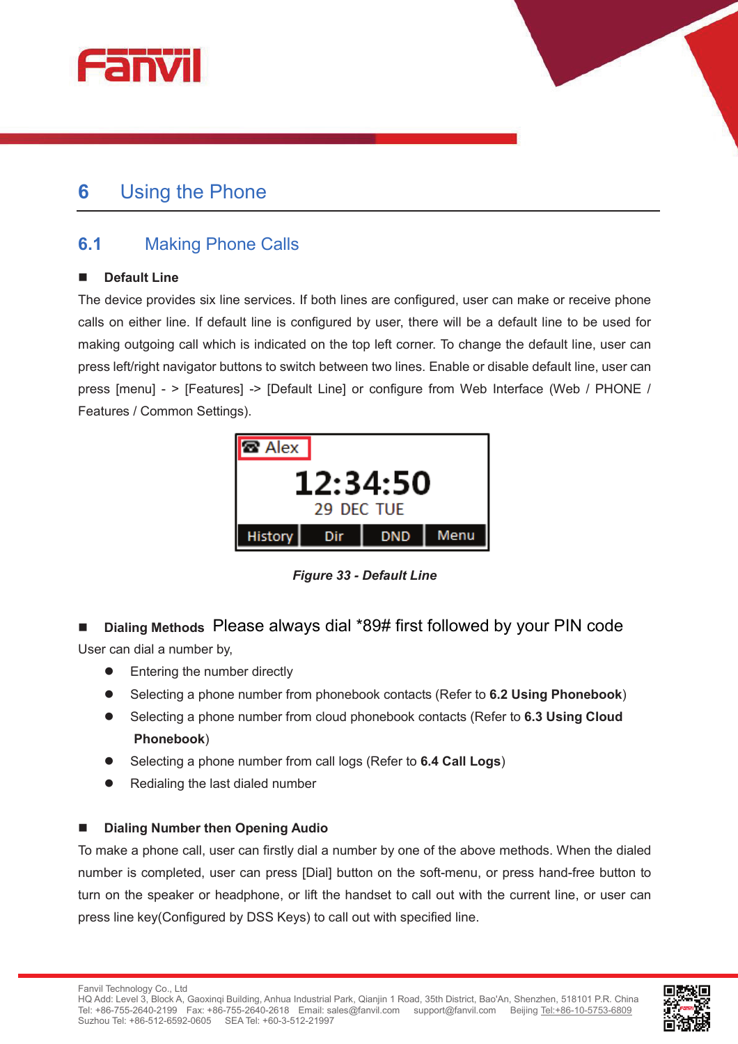# 6 Using the Phone

## 6.1 Making Phone Calls

■ **Default Line**

The device provides six line services. If both lines are configured, user can make or receive phone calls on either line. If default line is configured by user, there will be a default line to be used for making outgoing call which is indicated on the top left corner. To change the default line, user can press left/right navigator buttons to switch between two lines. Enable or disable default line, user can press [menu] - > [Features] -> [Default Line] or configure from Web Interface (Web / PHONE / Features / Common Settings).

***Figure 33 - Default Line***

■ **Dialing Methods** Please always dial *89# first followed by your PIN code

User can dial a number by,

- Entering the number directly
- Selecting a phone number from phonebook contacts (Refer to **6.2 Using Phonebook**)
- Selecting a phone number from cloud phonebook contacts (Refer to **6.3 Using Cloud Phonebook**)
- Selecting a phone number from call logs (Refer to **6.4 Call Logs**)
- Redialing the last dialed number

■ **Dialing Number then Opening Audio**

To make a phone call, user can firstly dial a number by one of the above methods. When the dialed number is completed, user can press [Dial] button on the soft-menu, or press hand-free button to turn on the speaker or headphone, or lift the handset to call out with the current line, or user can press line key(Configured by DSS Keys) to call out with specified line.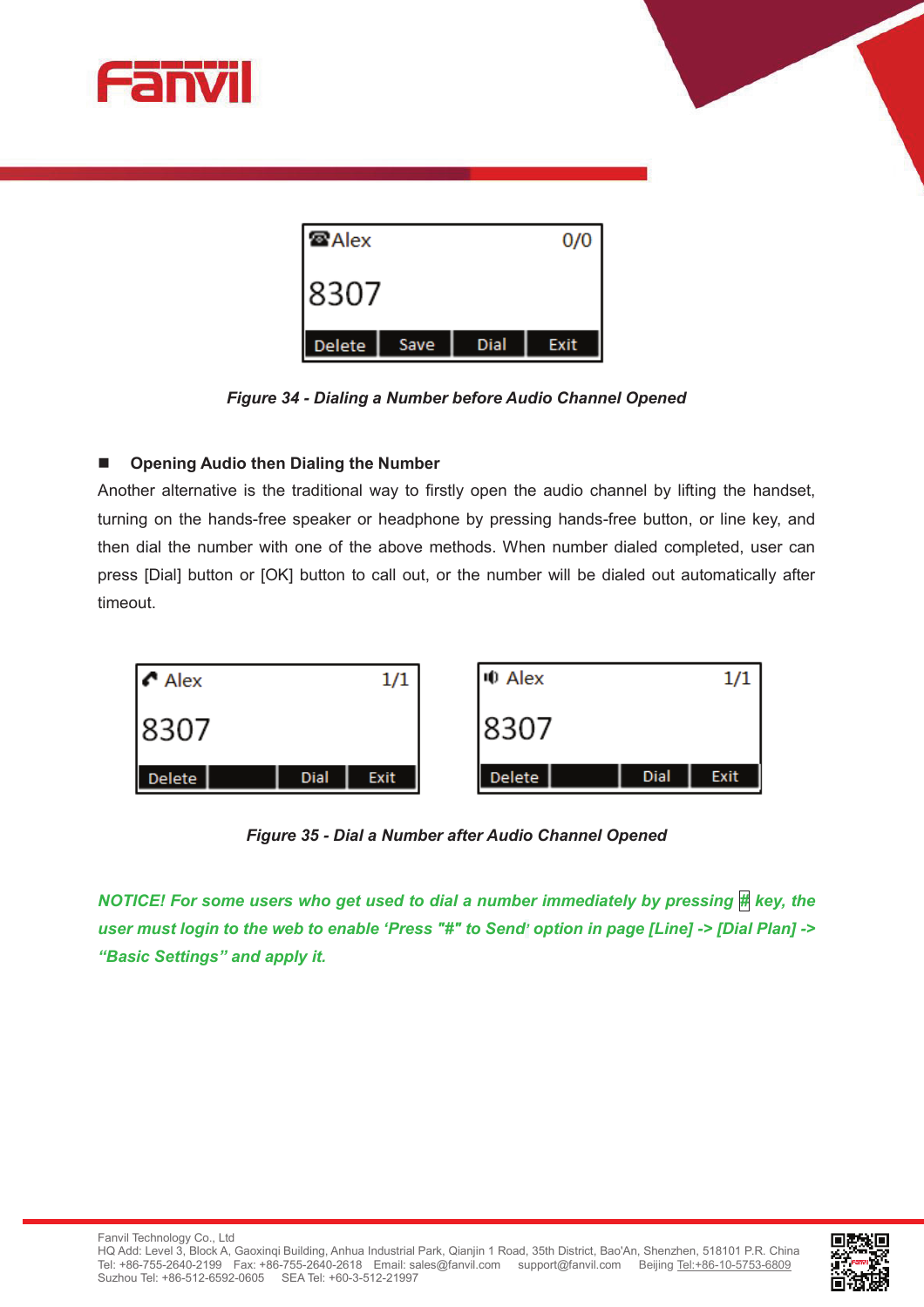Figure 34 - Dialing a Number before Audio Channel Opened

- **Opening Audio then Dialing the Number**

Another alternative is the traditional way to firstly open the audio channel by lifting the handset, turning on the hands-free speaker or headphone by pressing hands-free button, or line key, and then dial the number with one of the above methods. When number dialed completed, user can press [Dial] button or [OK] button to call out, or the number will be dialed out automatically after timeout.

Figure 35 - Dial a Number after Audio Channel Opened

***NOTICE! For some users who get used to dial a number immediately by pressing # key, the user must login to the web to enable 'Press "#" to Send' option in page [Line] -> [Dial Plan] -> "Basic Settings" and apply it.***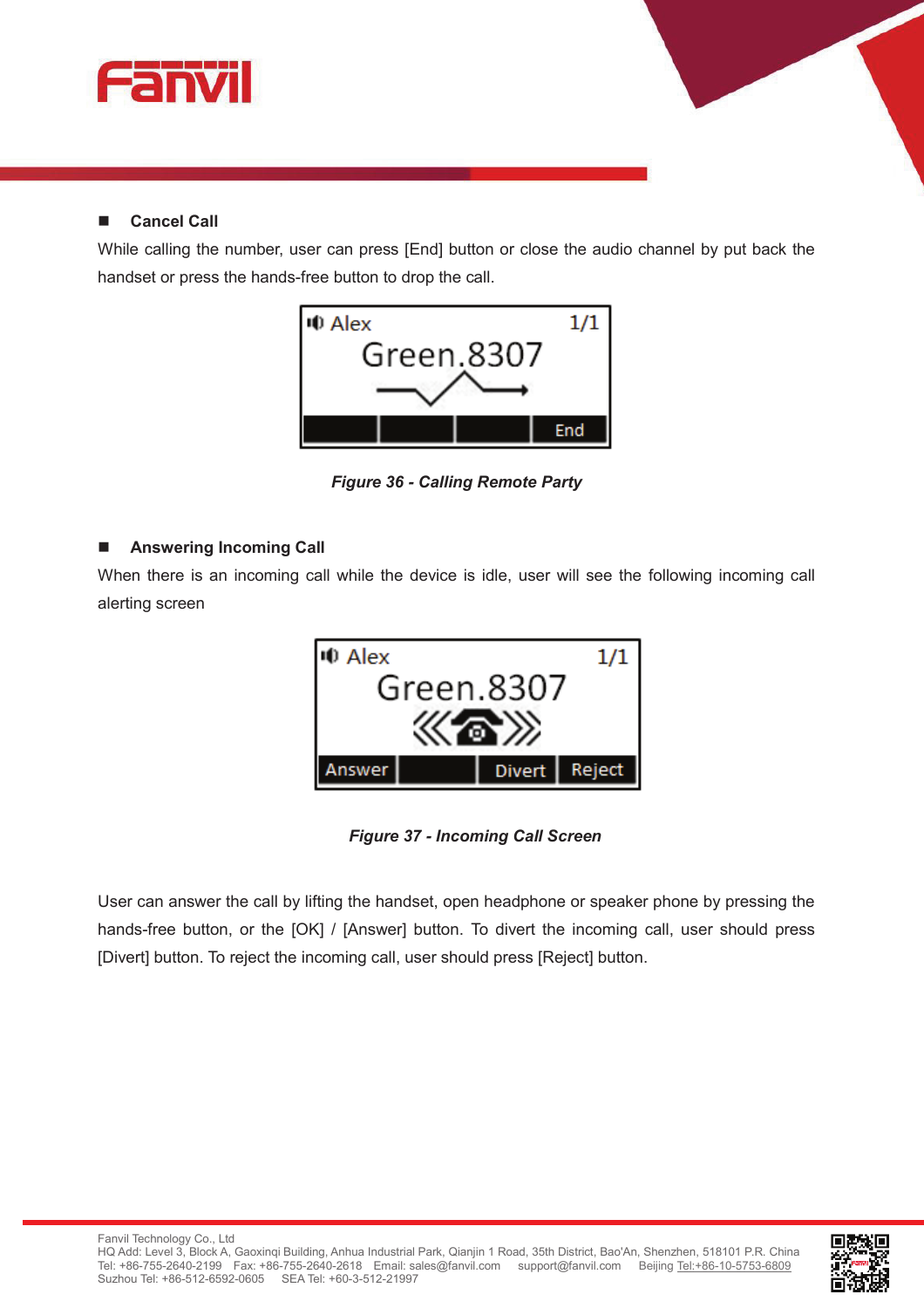- **Cancel Call**

While calling the number, user can press [End] button or close the audio channel by put back the handset or press the hands-free button to drop the call.

*Figure 36 - Calling Remote Party*

- **Answering Incoming Call**

When there is an incoming call while the device is idle, user will see the following incoming call alerting screen

*Figure 37 - Incoming Call Screen*

User can answer the call by lifting the handset, open headphone or speaker phone by pressing the hands-free button, or the [OK] / [Answer] button. To divert the incoming call, user should press [Divert] button. To reject the incoming call, user should press [Reject] button.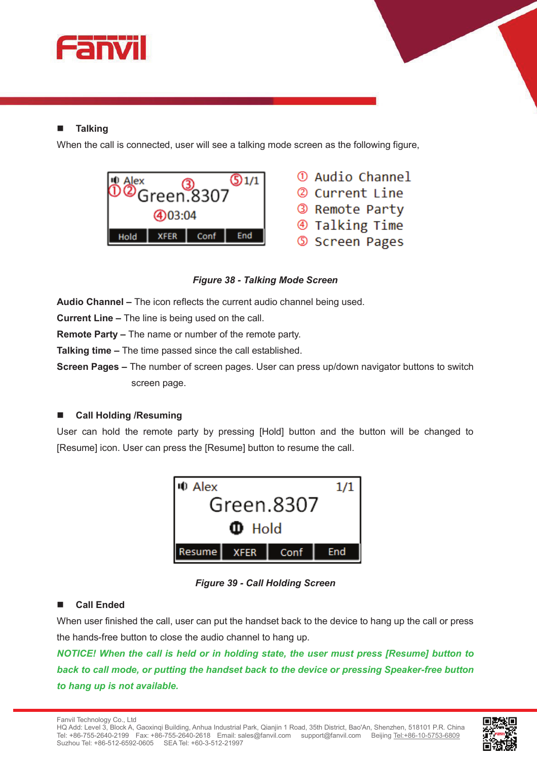- **Talking**

When the call is connected, user will see a talking mode screen as the following figure,

① Audio Channel
② Current Line
③ Remote Party
④ Talking Time
⑤ Screen Pages

*Figure 38 - Talking Mode Screen*

**Audio Channel –** The icon reflects the current audio channel being used.

**Current Line –** The line is being used on the call.

**Remote Party –** The name or number of the remote party.

**Talking time –** The time passed since the call established.

**Screen Pages –** The number of screen pages. User can press up/down navigator buttons to switch screen page.

- **Call Holding /Resuming**

User can hold the remote party by pressing [Hold] button and the button will be changed to [Resume] icon. User can press the [Resume] button to resume the call.

*Figure 39 - Call Holding Screen*

- **Call Ended**

When user finished the call, user can put the handset back to the device to hang up the call or press the hands-free button to close the audio channel to hang up.

***NOTICE! When the call is held or in holding state, the user must press [Resume] button to back to call mode, or putting the handset back to the device or pressing Speaker-free button to hang up is not available.***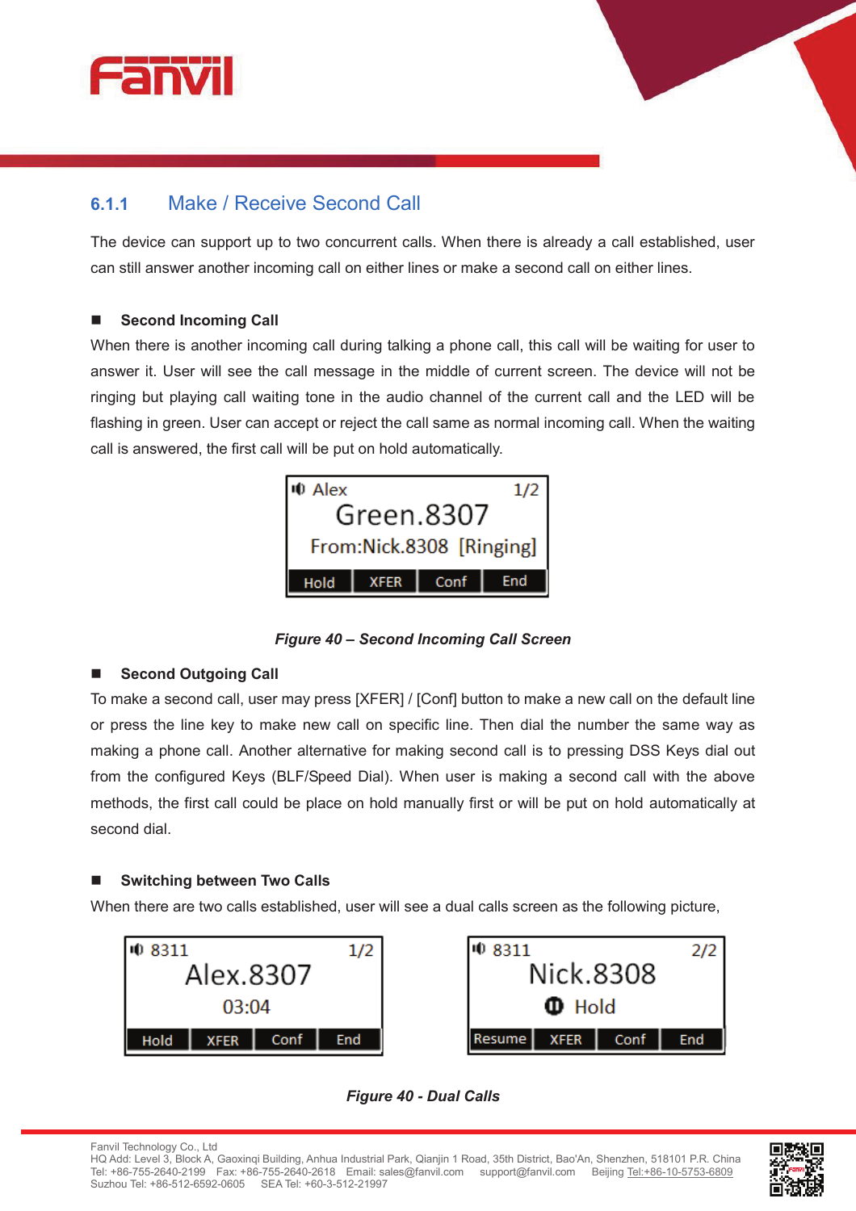### 6.1.1 Make / Receive Second Call

The device can support up to two concurrent calls. When there is already a call established, user can still answer another incoming call on either lines or make a second call on either lines.

- **Second Incoming Call**

When there is another incoming call during talking a phone call, this call will be waiting for user to answer it. User will see the call message in the middle of current screen. The device will not be ringing but playing call waiting tone in the audio channel of the current call and the LED will be flashing in green. User can accept or reject the call same as normal incoming call. When the waiting call is answered, the first call will be put on hold automatically.

*Figure 40 – Second Incoming Call Screen*

- **Second Outgoing Call**

To make a second call, user may press [XFER] / [Conf] button to make a new call on the default line or press the line key to make new call on specific line. Then dial the number the same way as making a phone call. Another alternative for making second call is to pressing DSS Keys dial out from the configured Keys (BLF/Speed Dial). When user is making a second call with the above methods, the first call could be place on hold manually first or will be put on hold automatically at second dial.

- **Switching between Two Calls**

When there are two calls established, user will see a dual calls screen as the following picture,

*Figure 40 - Dual Calls*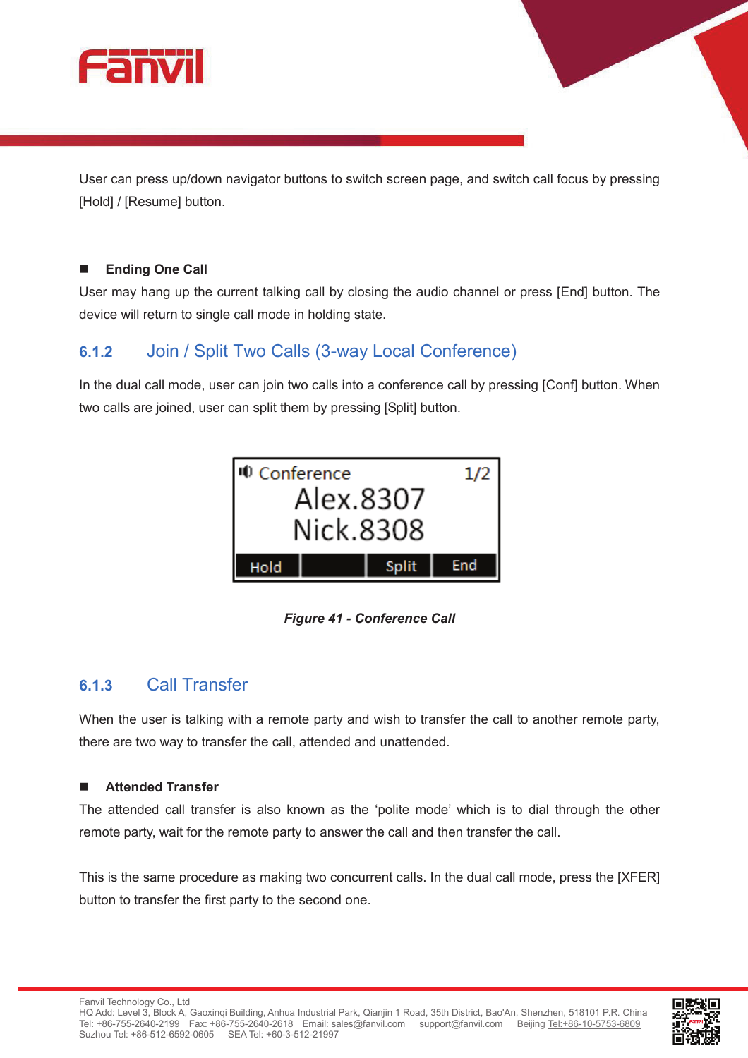User can press up/down navigator buttons to switch screen page, and switch call focus by pressing [Hold] / [Resume] button.

- **Ending One Call**

User may hang up the current talking call by closing the audio channel or press [End] button. The device will return to single call mode in holding state.

### 6.1.2 Join / Split Two Calls (3-way Local Conference)

In the dual call mode, user can join two calls into a conference call by pressing [Conf] button. When two calls are joined, user can split them by pressing [Split] button.

*Figure 41 - Conference Call*

### 6.1.3 Call Transfer

When the user is talking with a remote party and wish to transfer the call to another remote party, there are two way to transfer the call, attended and unattended.

- **Attended Transfer**

The attended call transfer is also known as the 'polite mode' which is to dial through the other remote party, wait for the remote party to answer the call and then transfer the call.

This is the same procedure as making two concurrent calls. In the dual call mode, press the [XFER] button to transfer the first party to the second one.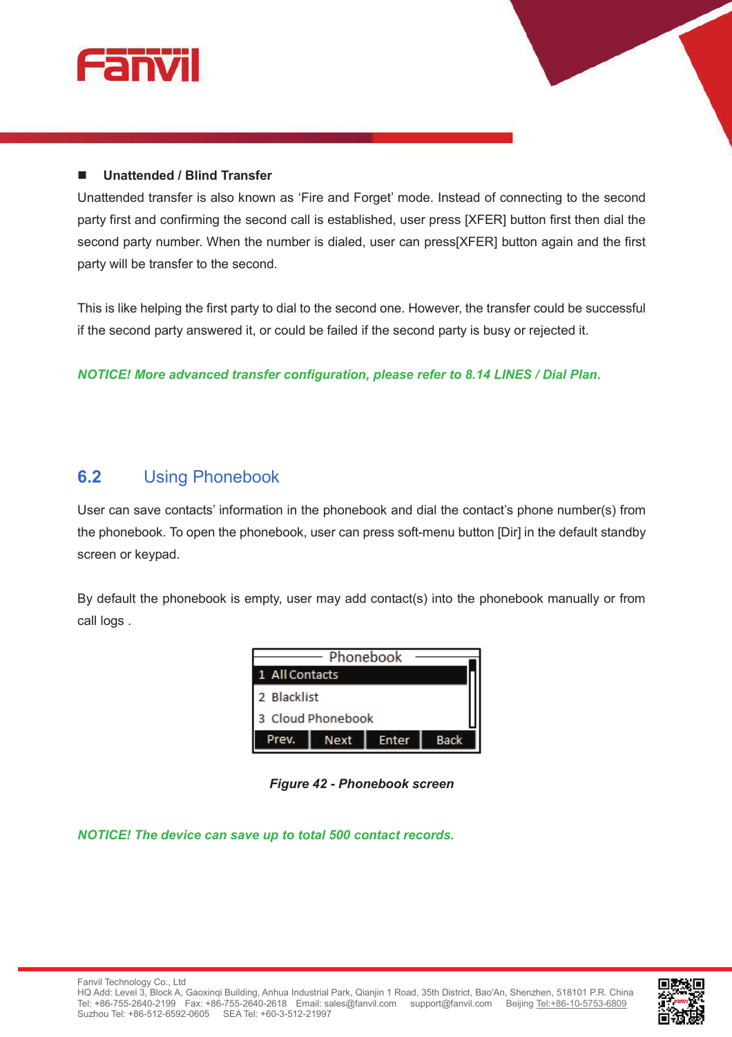- **Unattended / Blind Transfer**

Unattended transfer is also known as 'Fire and Forget' mode. Instead of connecting to the second party first and confirming the second call is established, user press [XFER] button first then dial the second party number. When the number is dialed, user can press[XFER] button again and the first party will be transfer to the second.

This is like helping the first party to dial to the second one. However, the transfer could be successful if the second party answered it, or could be failed if the second party is busy or rejected it.

***NOTICE! More advanced transfer configuration, please refer to 8.14 LINES / Dial Plan.***

## 6.2 Using Phonebook

User can save contacts' information in the phonebook and dial the contact's phone number(s) from the phonebook. To open the phonebook, user can press soft-menu button [Dir] in the default standby screen or keypad.

By default the phonebook is empty, user may add contact(s) into the phonebook manually or from call logs .

Phonebook
1 All Contacts
2 Blacklist
3 Cloud Phonebook
Prev. Next Enter Back

***Figure 42 - Phonebook screen***

***NOTICE! The device can save up to total 500 contact records.***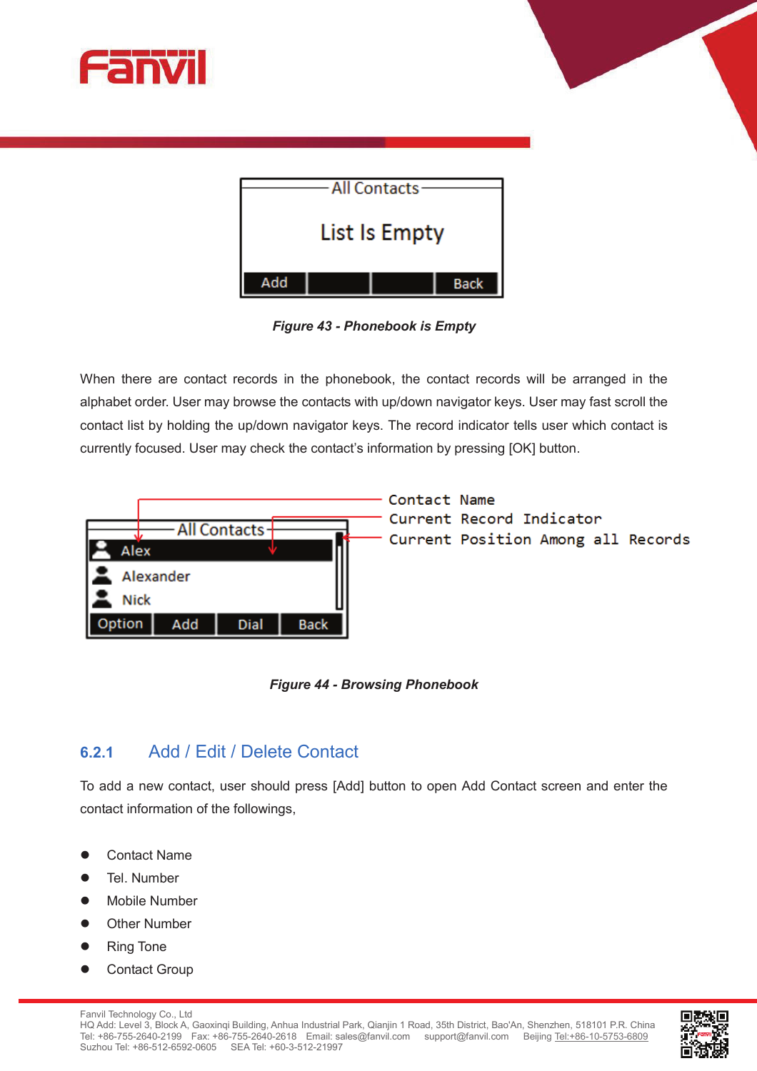Figure 43 - Phonebook is Empty

When there are contact records in the phonebook, the contact records will be arranged in the alphabet order. User may browse the contacts with up/down navigator keys. User may fast scroll the contact list by holding the up/down navigator keys. The record indicator tells user which contact is currently focused. User may check the contact's information by pressing [OK] button.

Figure 44 - Browsing Phonebook

### 6.2.1 Add / Edit / Delete Contact

To add a new contact, user should press [Add] button to open Add Contact screen and enter the contact information of the followings,

- Contact Name
- Tel. Number
- Mobile Number
- Other Number
- Ring Tone
- Contact Group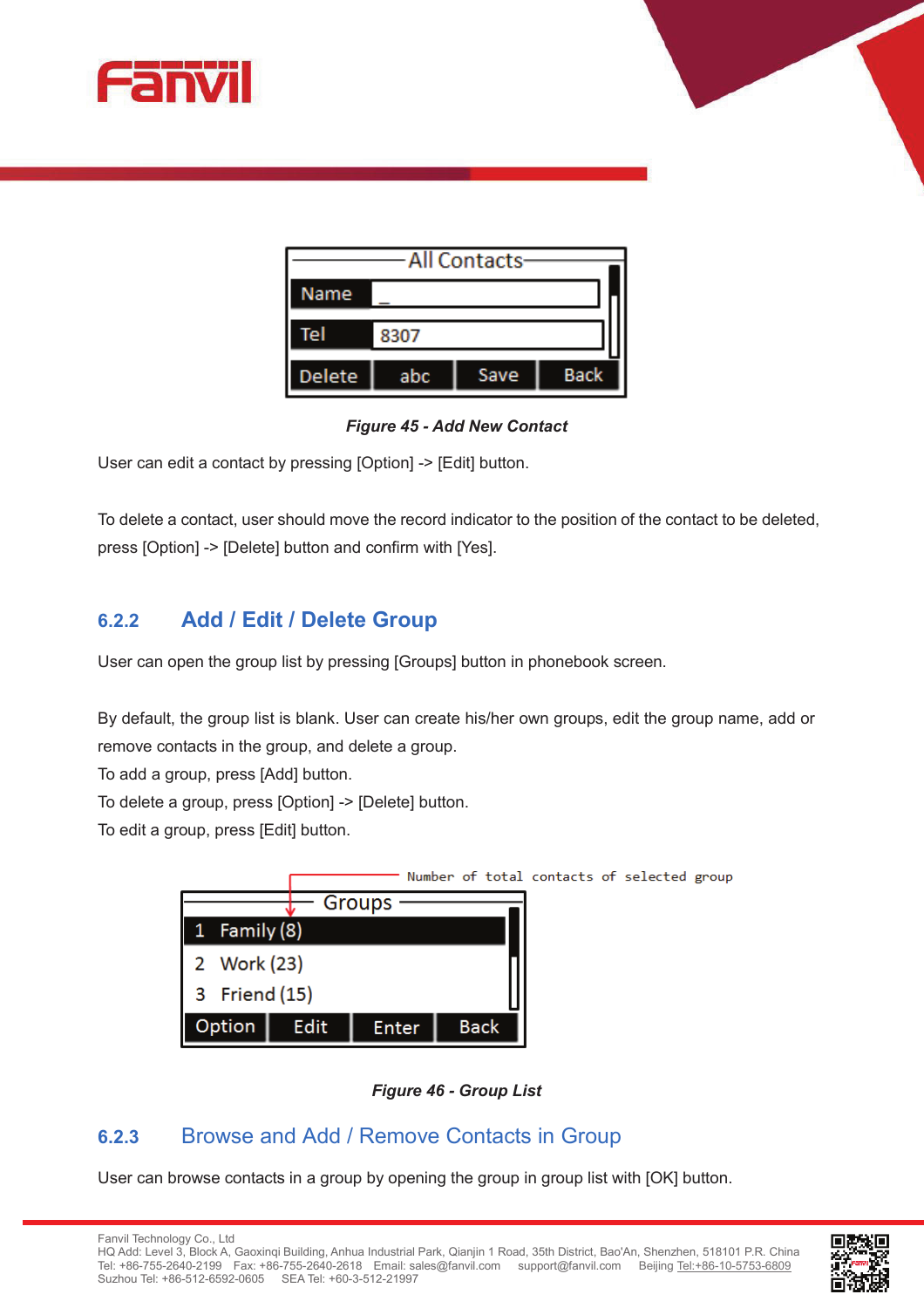*Figure 45 - Add New Contact*

User can edit a contact by pressing [Option] -> [Edit] button.

To delete a contact, user should move the record indicator to the position of the contact to be deleted, press [Option] -> [Delete] button and confirm with [Yes].

### 6.2.2 Add / Edit / Delete Group

User can open the group list by pressing [Groups] button in phonebook screen.

By default, the group list is blank. User can create his/her own groups, edit the group name, add or remove contacts in the group, and delete a group.

To add a group, press [Add] button.

To delete a group, press [Option] -> [Delete] button.

To edit a group, press [Edit] button.

*Figure 46 - Group List*

### 6.2.3 Browse and Add / Remove Contacts in Group

User can browse contacts in a group by opening the group in group list with [OK] button.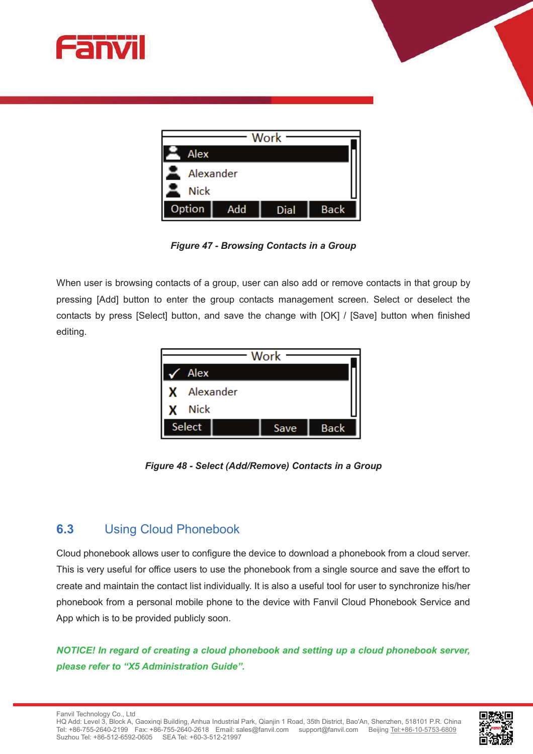*Figure 47 - Browsing Contacts in a Group*

When user is browsing contacts of a group, user can also add or remove contacts in that group by pressing [Add] button to enter the group contacts management screen. Select or deselect the contacts by press [Select] button, and save the change with [OK] / [Save] button when finished editing.

*Figure 48 - Select (Add/Remove) Contacts in a Group*

## 6.3 Using Cloud Phonebook

Cloud phonebook allows user to configure the device to download a phonebook from a cloud server. This is very useful for office users to use the phonebook from a single source and save the effort to create and maintain the contact list individually. It is also a useful tool for user to synchronize his/her phonebook from a personal mobile phone to the device with Fanvil Cloud Phonebook Service and App which is to be provided publicly soon.

***NOTICE! In regard of creating a cloud phonebook and setting up a cloud phonebook server, please refer to "X5 Administration Guide".***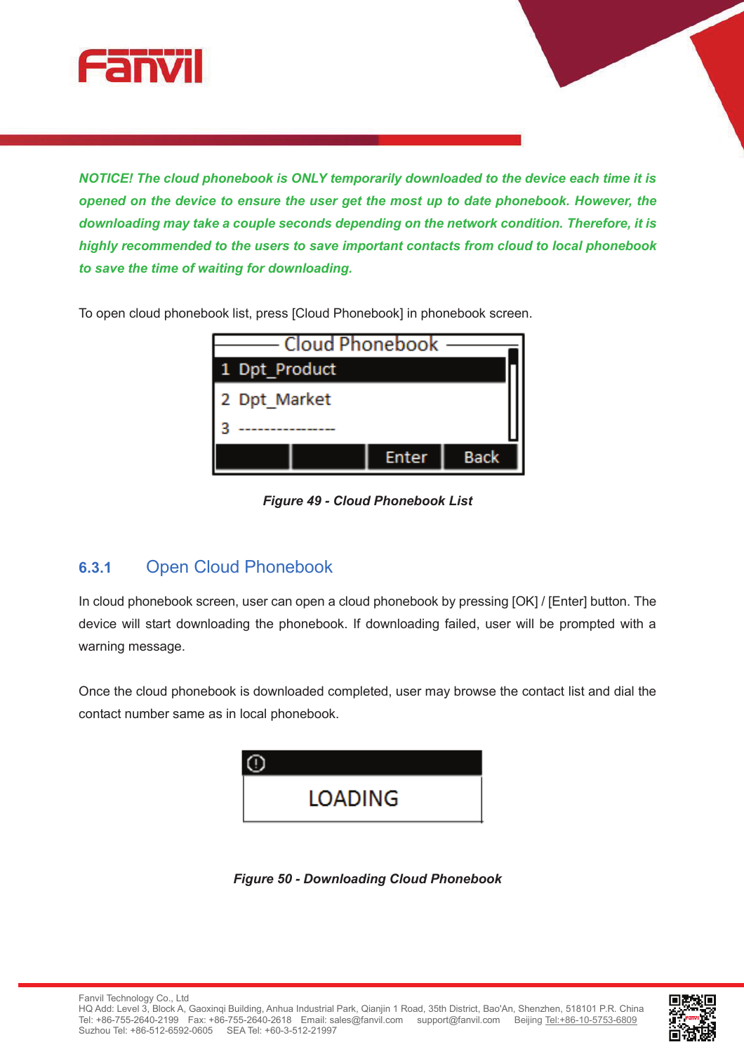***NOTICE! The cloud phonebook is ONLY temporarily downloaded to the device each time it is opened on the device to ensure the user get the most up to date phonebook. However, the downloading may take a couple seconds depending on the network condition. Therefore, it is highly recommended to the users to save important contacts from cloud to local phonebook to save the time of waiting for downloading.***

To open cloud phonebook list, press [Cloud Phonebook] in phonebook screen.

***Figure 49 - Cloud Phonebook List***

### 6.3.1 Open Cloud Phonebook

In cloud phonebook screen, user can open a cloud phonebook by pressing [OK] / [Enter] button. The device will start downloading the phonebook. If downloading failed, user will be prompted with a warning message.

Once the cloud phonebook is downloaded completed, user may browse the contact list and dial the contact number same as in local phonebook.

***Figure 50 - Downloading Cloud Phonebook***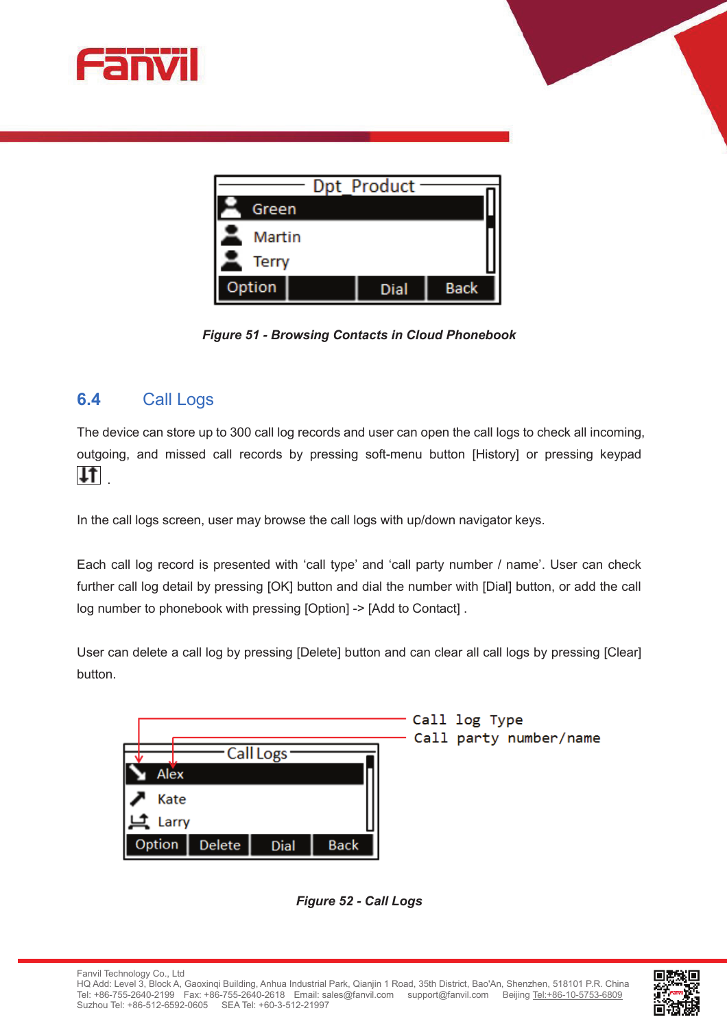Figure 51 - Browsing Contacts in Cloud Phonebook

## 6.4 Call Logs

The device can store up to 300 call log records and user can open the call logs to check all incoming, outgoing, and missed call records by pressing soft-menu button [History] or pressing keypad ⇅ .

In the call logs screen, user may browse the call logs with up/down navigator keys.

Each call log record is presented with ‘call type’ and ‘call party number / name’. User can check further call log detail by pressing [OK] button and dial the number with [Dial] button, or add the call log number to phonebook with pressing [Option] -> [Add to Contact] .

User can delete a call log by pressing [Delete] button and can clear all call logs by pressing [Clear] button.

Figure 52 - Call Logs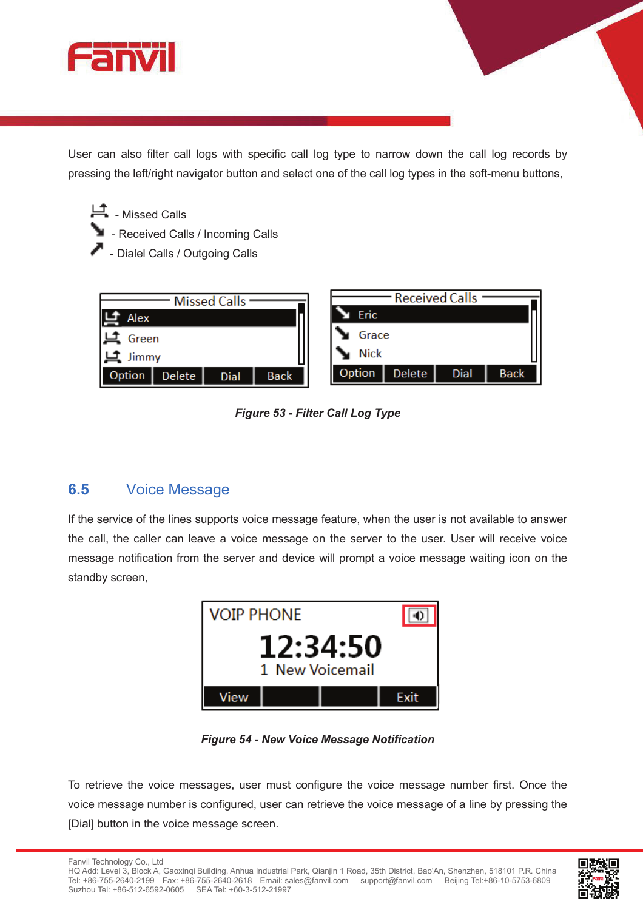User can also filter call logs with specific call log type to narrow down the call log records by pressing the left/right navigator button and select one of the call log types in the soft-menu buttons,

- Missed Calls
- Received Calls / Incoming Calls
- Dialel Calls / Outgoing Calls

***Figure 53 - Filter Call Log Type***

## 6.5 Voice Message

If the service of the lines supports voice message feature, when the user is not available to answer the call, the caller can leave a voice message on the server to the user. User will receive voice message notification from the server and device will prompt a voice message waiting icon on the standby screen,

***Figure 54 - New Voice Message Notification***

To retrieve the voice messages, user must configure the voice message number first. Once the voice message number is configured, user can retrieve the voice message of a line by pressing the [Dial] button in the voice message screen.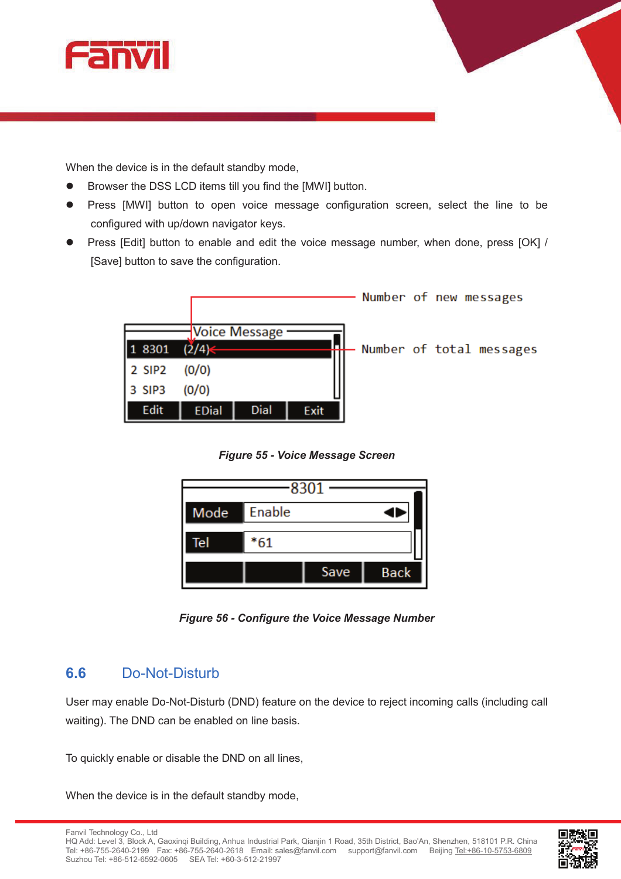When the device is in the default standby mode,

- Browser the DSS LCD items till you find the [MWI] button.
- Press [MWI] button to open voice message configuration screen, select the line to be configured with up/down navigator keys.
- Press [Edit] button to enable and edit the voice message number, when done, press [OK] / [Save] button to save the configuration.

*Figure 55 - Voice Message Screen*

*Figure 56 - Configure the Voice Message Number*

## 6.6 Do-Not-Disturb

User may enable Do-Not-Disturb (DND) feature on the device to reject incoming calls (including call waiting). The DND can be enabled on line basis.

To quickly enable or disable the DND on all lines,

When the device is in the default standby mode,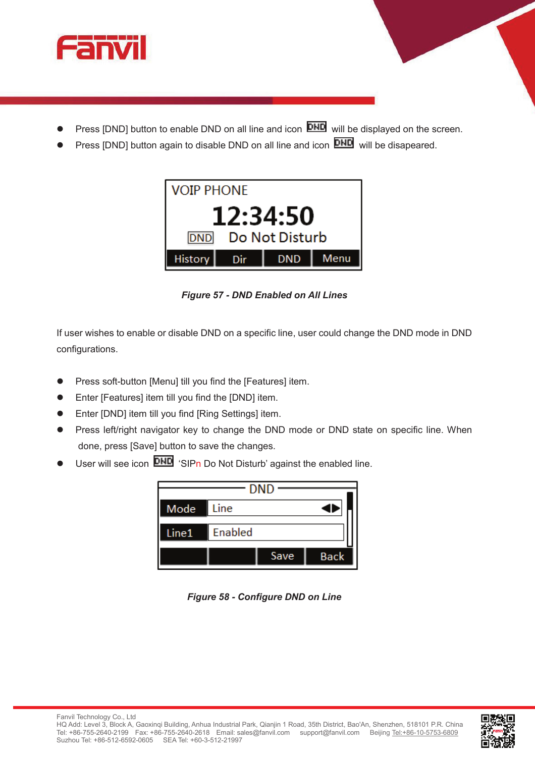- Press [DND] button to enable DND on all line and icon DND will be displayed on the screen.
- Press [DND] button again to disable DND on all line and icon DND will be disapeared.

***Figure 57 - DND Enabled on All Lines***

If user wishes to enable or disable DND on a specific line, user could change the DND mode in DND configurations.

- Press soft-button [Menu] till you find the [Features] item.
- Enter [Features] item till you find the [DND] item.
- Enter [DND] item till you find [Ring Settings] item.
- Press left/right navigator key to change the DND mode or DND state on specific line. When done, press [Save] button to save the changes.
- User will see icon DND 'SIPn Do Not Disturb' against the enabled line.

***Figure 58 - Configure DND on Line***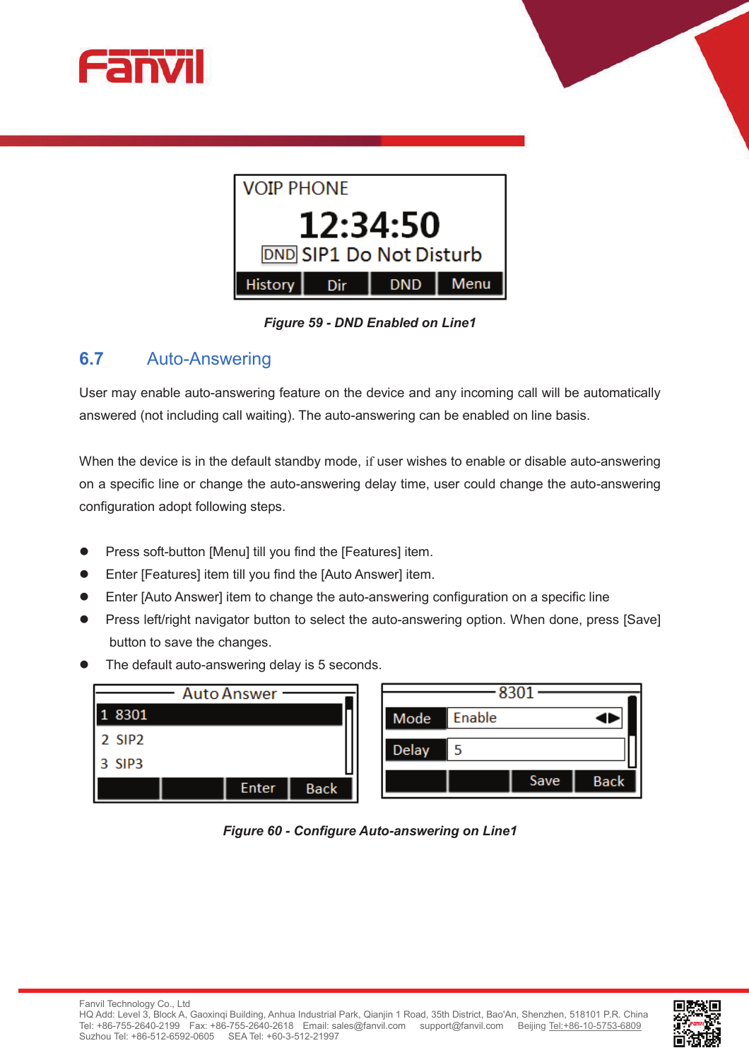Figure 59 - DND Enabled on Line1

## 6.7 Auto-Answering

User may enable auto-answering feature on the device and any incoming call will be automatically answered (not including call waiting). The auto-answering can be enabled on line basis.

When the device is in the default standby mode, if user wishes to enable or disable auto-answering on a specific line or change the auto-answering delay time, user could change the auto-answering configuration adopt following steps.

- Press soft-button [Menu] till you find the [Features] item.
- Enter [Features] item till you find the [Auto Answer] item.
- Enter [Auto Answer] item to change the auto-answering configuration on a specific line
- Press left/right navigator button to select the auto-answering option. When done, press [Save] button to save the changes.
- The default auto-answering delay is 5 seconds.

Figure 60 - Configure Auto-answering on Line1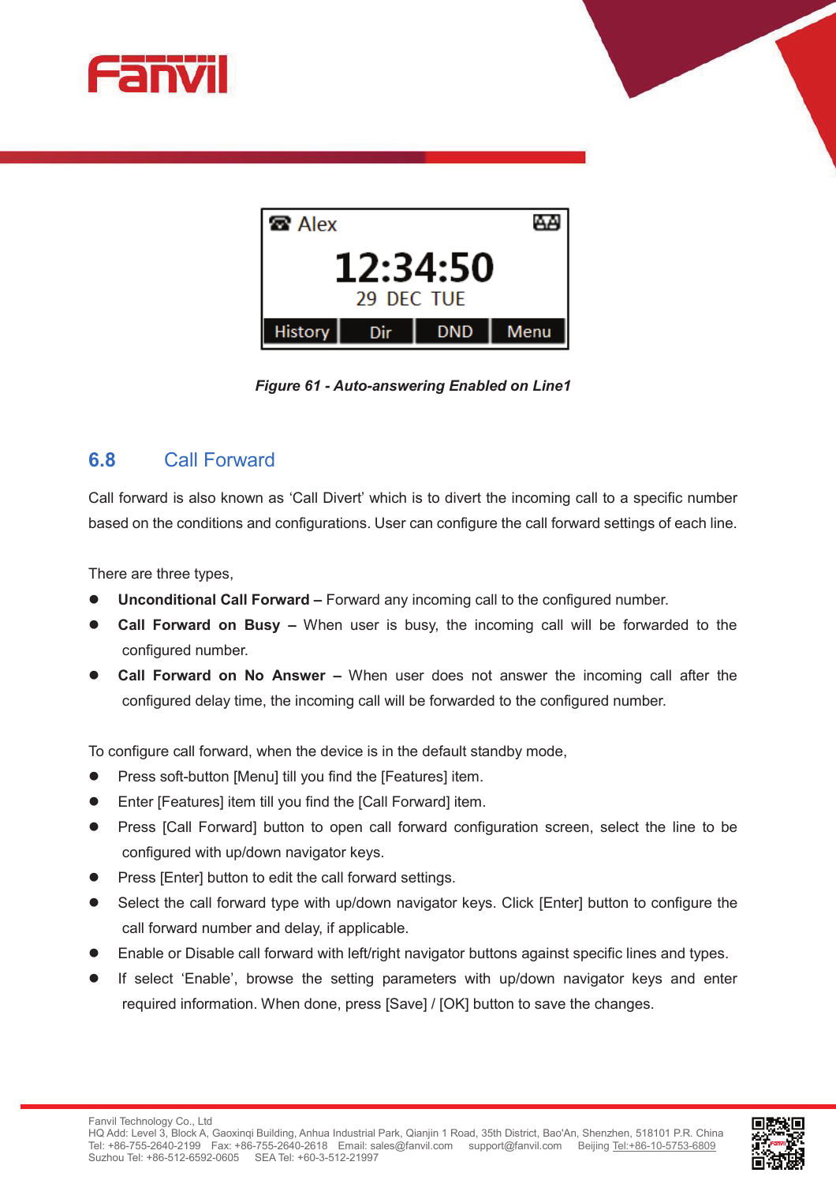*Figure 61 - Auto-answering Enabled on Line1*

## 6.8 Call Forward

Call forward is also known as 'Call Divert' which is to divert the incoming call to a specific number based on the conditions and configurations. User can configure the call forward settings of each line.

There are three types,

- **Unconditional Call Forward –** Forward any incoming call to the configured number.
- **Call Forward on Busy –** When user is busy, the incoming call will be forwarded to the configured number.
- **Call Forward on No Answer –** When user does not answer the incoming call after the configured delay time, the incoming call will be forwarded to the configured number.

To configure call forward, when the device is in the default standby mode,

- Press soft-button [Menu] till you find the [Features] item.
- Enter [Features] item till you find the [Call Forward] item.
- Press [Call Forward] button to open call forward configuration screen, select the line to be configured with up/down navigator keys.
- Press [Enter] button to edit the call forward settings.
- Select the call forward type with up/down navigator keys. Click [Enter] button to configure the call forward number and delay, if applicable.
- Enable or Disable call forward with left/right navigator buttons against specific lines and types.
- If select 'Enable', browse the setting parameters with up/down navigator keys and enter required information. When done, press [Save] / [OK] button to save the changes.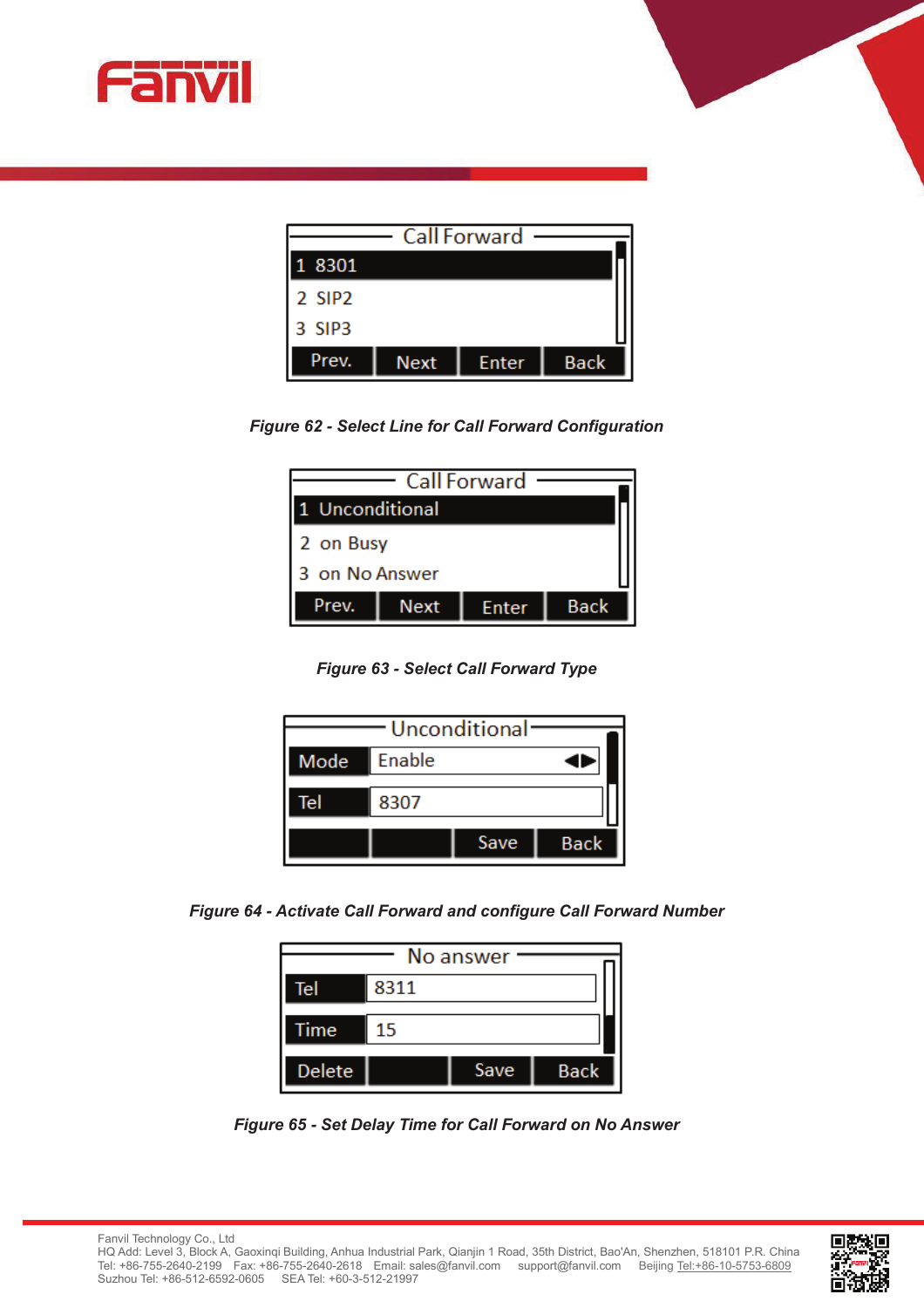Call Forward

1 8301

2 SIP2

3 SIP3

Prev. Next Enter Back

*Figure 62 - Select Line for Call Forward Configuration*

Call Forward

1 Unconditional

2 on Busy

3 on No Answer

Prev. Next Enter Back

*Figure 63 - Select Call Forward Type*

Unconditional

| Mode | Enable |
|---|---|
| Tel | 8307 |

Save Back

*Figure 64 - Activate Call Forward and configure Call Forward Number*

No answer

| Tel | 8311 |
|---|---|
| Time | 15 |

Delete Save Back

*Figure 65 - Set Delay Time for Call Forward on No Answer*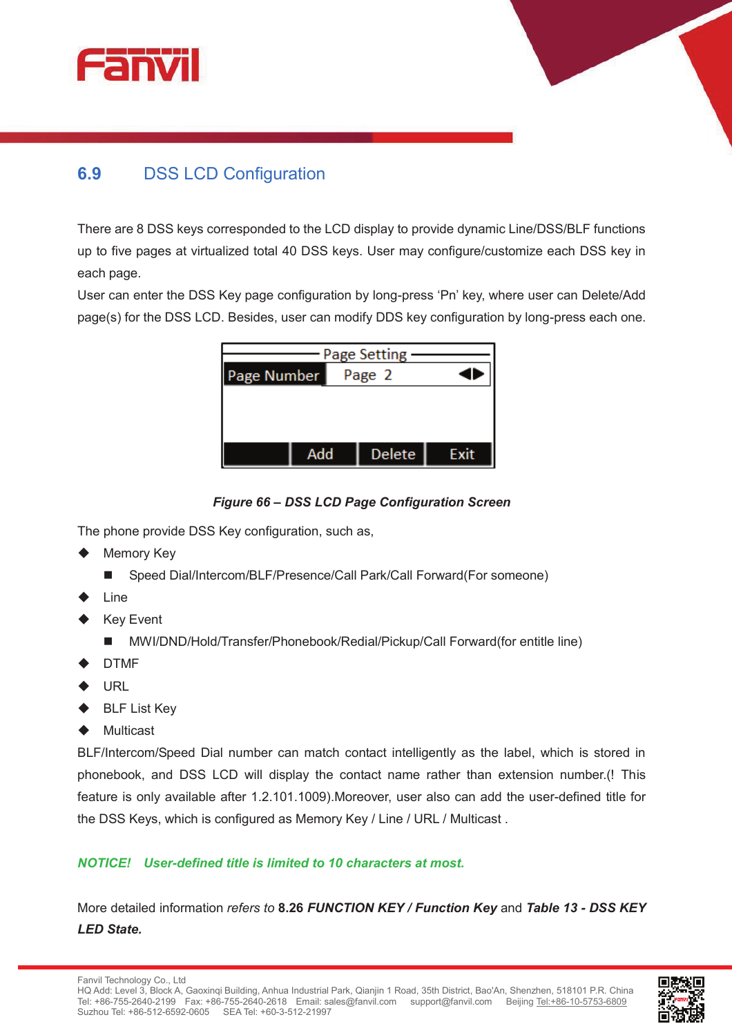## 6.9 DSS LCD Configuration

There are 8 DSS keys corresponded to the LCD display to provide dynamic Line/DSS/BLF functions up to five pages at virtualized total 40 DSS keys. User may configure/customize each DSS key in each page.

User can enter the DSS Key page configuration by long-press 'Pn' key, where user can Delete/Add page(s) for the DSS LCD. Besides, user can modify DDS key configuration by long-press each one.

***Figure 66 – DSS LCD Page Configuration Screen***

The phone provide DSS Key configuration, such as,

- Memory Key
  - Speed Dial/Intercom/BLF/Presence/Call Park/Call Forward(For someone)
- Line
- Key Event
  - MWI/DND/Hold/Transfer/Phonebook/Redial/Pickup/Call Forward(for entitle line)
- DTMF
- URL
- BLF List Key
- Multicast

BLF/Intercom/Speed Dial number can match contact intelligently as the label, which is stored in phonebook, and DSS LCD will display the contact name rather than extension number.(! This feature is only available after 1.2.101.1009).Moreover, user also can add the user-defined title for the DSS Keys, which is configured as Memory Key / Line / URL / Multicast .

***NOTICE! User-defined title is limited to 10 characters at most.***

More detailed information *refers to* **8.26 *FUNCTION KEY / Function Key*** and ***Table 13 - DSS KEY LED State.***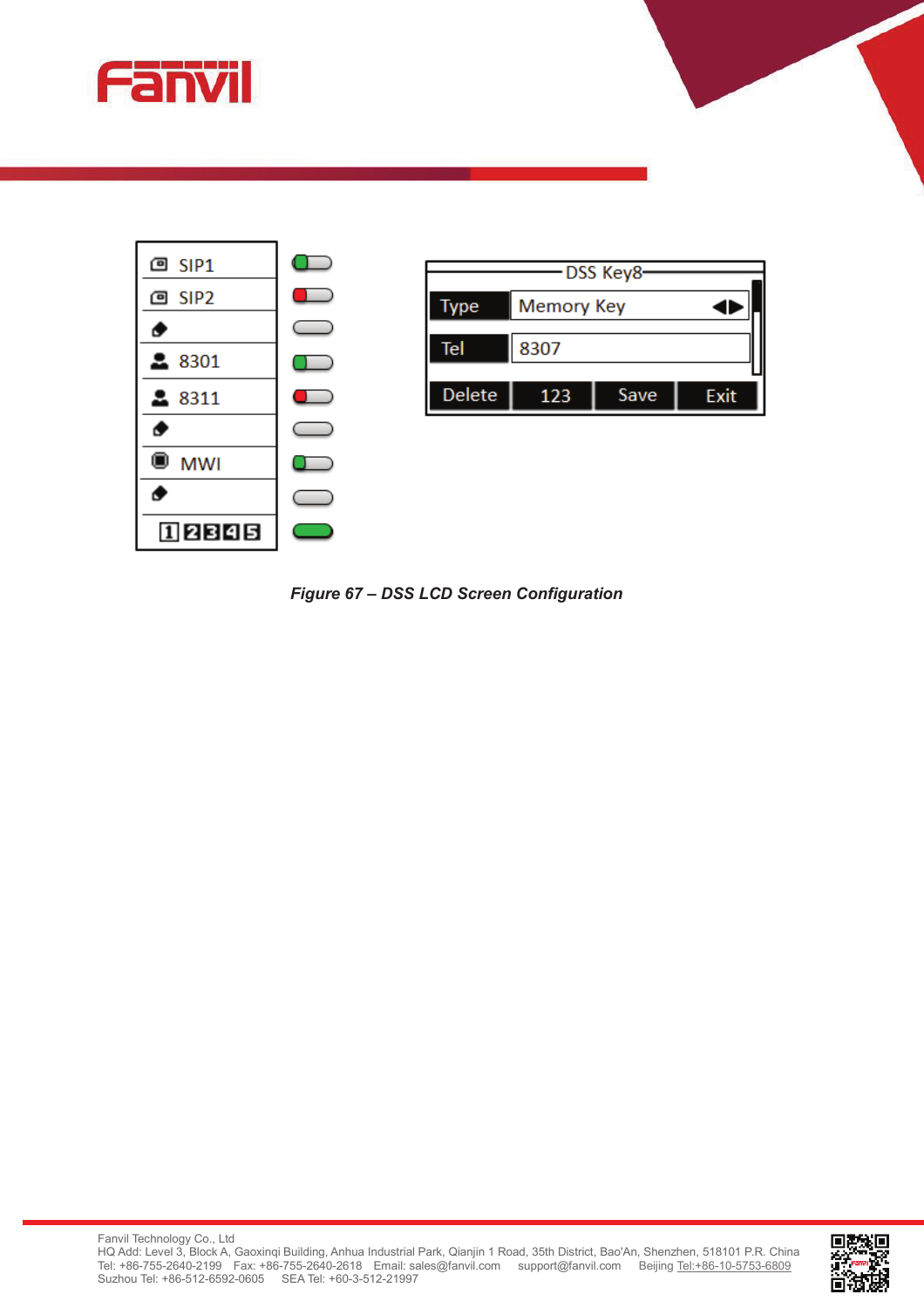| | |
|---|---|
| SIP1 | |
| SIP2 | |
| | |
| 8301 | |
| 8311 | |
| | |
| MWI | |
| | |
| 1 2 3 4 5 | |

| DSS Key8 | |
|---|---|
| Type | Memory Key |
| Tel | 8307 |
| Delete | 123 | Save | Exit |

*Figure 67 – DSS LCD Screen Configuration*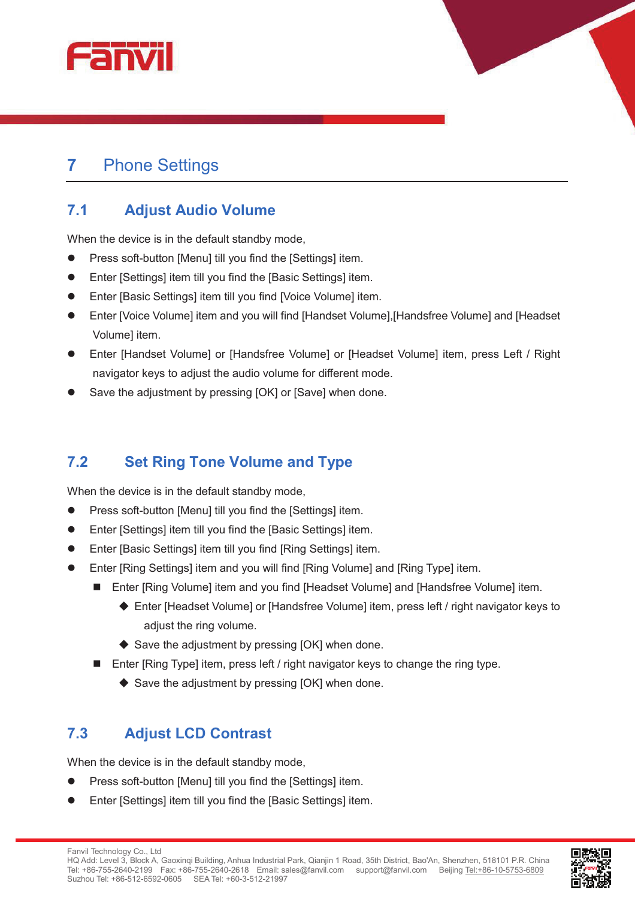# 7 Phone Settings

## 7.1 Adjust Audio Volume

When the device is in the default standby mode,

- Press soft-button [Menu] till you find the [Settings] item.
- Enter [Settings] item till you find the [Basic Settings] item.
- Enter [Basic Settings] item till you find [Voice Volume] item.
- Enter [Voice Volume] item and you will find [Handset Volume],[Handsfree Volume] and [Headset Volume] item.
- Enter [Handset Volume] or [Handsfree Volume] or [Headset Volume] item, press Left / Right navigator keys to adjust the audio volume for different mode.
- Save the adjustment by pressing [OK] or [Save] when done.

## 7.2 Set Ring Tone Volume and Type

When the device is in the default standby mode,

- Press soft-button [Menu] till you find the [Settings] item.
- Enter [Settings] item till you find the [Basic Settings] item.
- Enter [Basic Settings] item till you find [Ring Settings] item.
- Enter [Ring Settings] item and you will find [Ring Volume] and [Ring Type] item.
  - Enter [Ring Volume] item and you find [Headset Volume] and [Handsfree Volume] item.
    - Enter [Headset Volume] or [Handsfree Volume] item, press left / right navigator keys to adjust the ring volume.
    - Save the adjustment by pressing [OK] when done.
  - Enter [Ring Type] item, press left / right navigator keys to change the ring type.
    - Save the adjustment by pressing [OK] when done.

## 7.3 Adjust LCD Contrast

When the device is in the default standby mode,

- Press soft-button [Menu] till you find the [Settings] item.
- Enter [Settings] item till you find the [Basic Settings] item.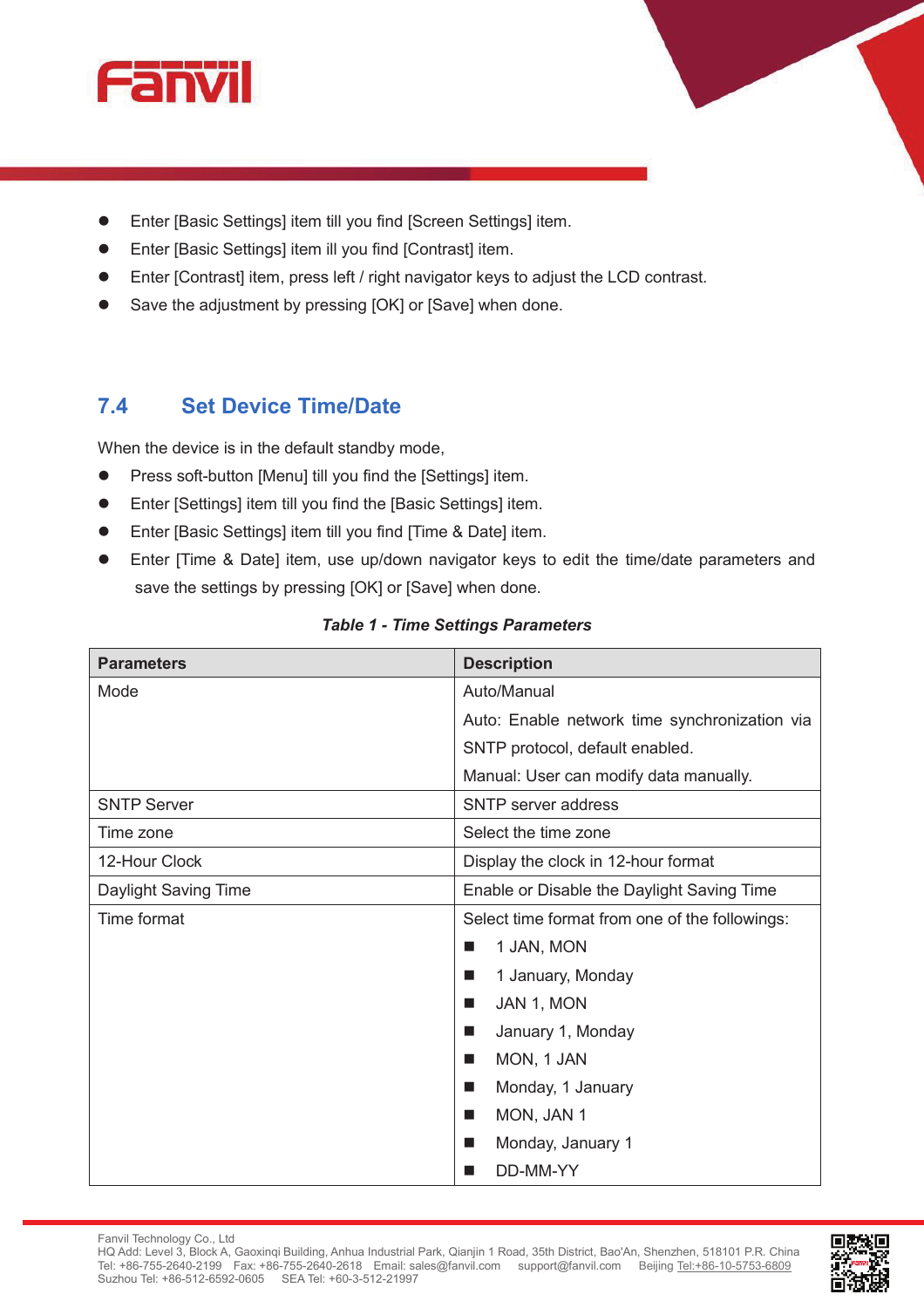- Enter [Basic Settings] item till you find [Screen Settings] item.
- Enter [Basic Settings] item ill you find [Contrast] item.
- Enter [Contrast] item, press left / right navigator keys to adjust the LCD contrast.
- Save the adjustment by pressing [OK] or [Save] when done.

## 7.4 Set Device Time/Date

When the device is in the default standby mode,

- Press soft-button [Menu] till you find the [Settings] item.
- Enter [Settings] item till you find the [Basic Settings] item.
- Enter [Basic Settings] item till you find [Time & Date] item.
- Enter [Time & Date] item, use up/down navigator keys to edit the time/date parameters and save the settings by pressing [OK] or [Save] when done.

***Table 1 - Time Settings Parameters***

| Parameters | Description |
|---|---|
| Mode | Auto/Manual<br>Auto: Enable network time synchronization via SNTP protocol, default enabled.<br>Manual: User can modify data manually. |
| SNTP Server | SNTP server address |
| Time zone | Select the time zone |
| 12-Hour Clock | Display the clock in 12-hour format |
| Daylight Saving Time | Enable or Disable the Daylight Saving Time |
| Time format | Select time format from one of the followings:<br>■ 1 JAN, MON<br>■ 1 January, Monday<br>■ JAN 1, MON<br>■ January 1, Monday<br>■ MON, 1 JAN<br>■ Monday, 1 January<br>■ MON, JAN 1<br>■ Monday, January 1<br>■ DD-MM-YY |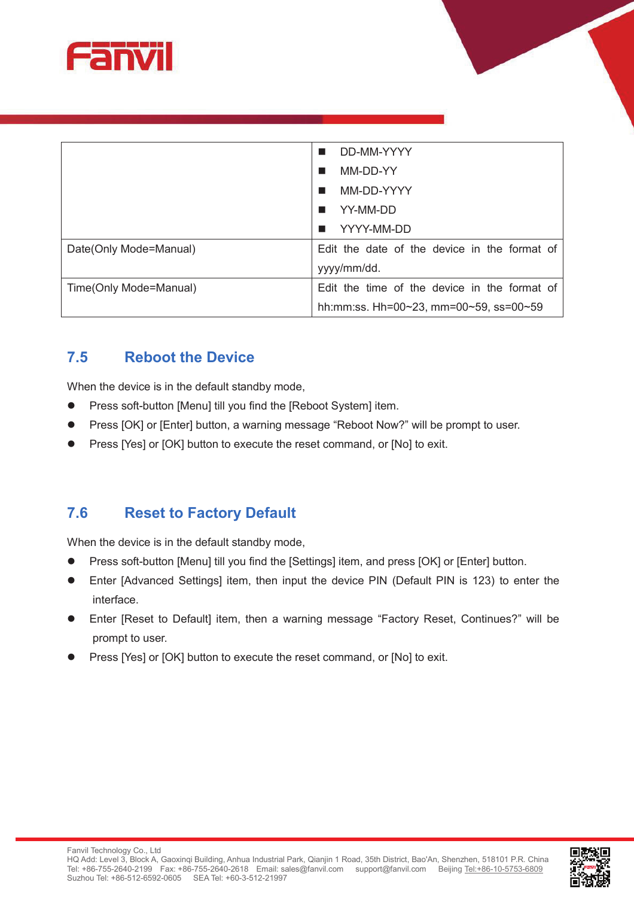| | |
|---|---|
| | ■ DD-MM-YYYY<br>■ MM-DD-YY<br>■ MM-DD-YYYY<br>■ YY-MM-DD<br>■ YYYY-MM-DD |
| Date(Only Mode=Manual) | Edit the date of the device in the format of yyyy/mm/dd. |
| Time(Only Mode=Manual) | Edit the time of the device in the format of hh:mm:ss. Hh=00~23, mm=00~59, ss=00~59 |

## 7.5 Reboot the Device

When the device is in the default standby mode,

- Press soft-button [Menu] till you find the [Reboot System] item.
- Press [OK] or [Enter] button, a warning message “Reboot Now?” will be prompt to user.
- Press [Yes] or [OK] button to execute the reset command, or [No] to exit.

## 7.6 Reset to Factory Default

When the device is in the default standby mode,

- Press soft-button [Menu] till you find the [Settings] item, and press [OK] or [Enter] button.
- Enter [Advanced Settings] item, then input the device PIN (Default PIN is 123) to enter the interface.
- Enter [Reset to Default] item, then a warning message “Factory Reset, Continues?” will be prompt to user.
- Press [Yes] or [OK] button to execute the reset command, or [No] to exit.